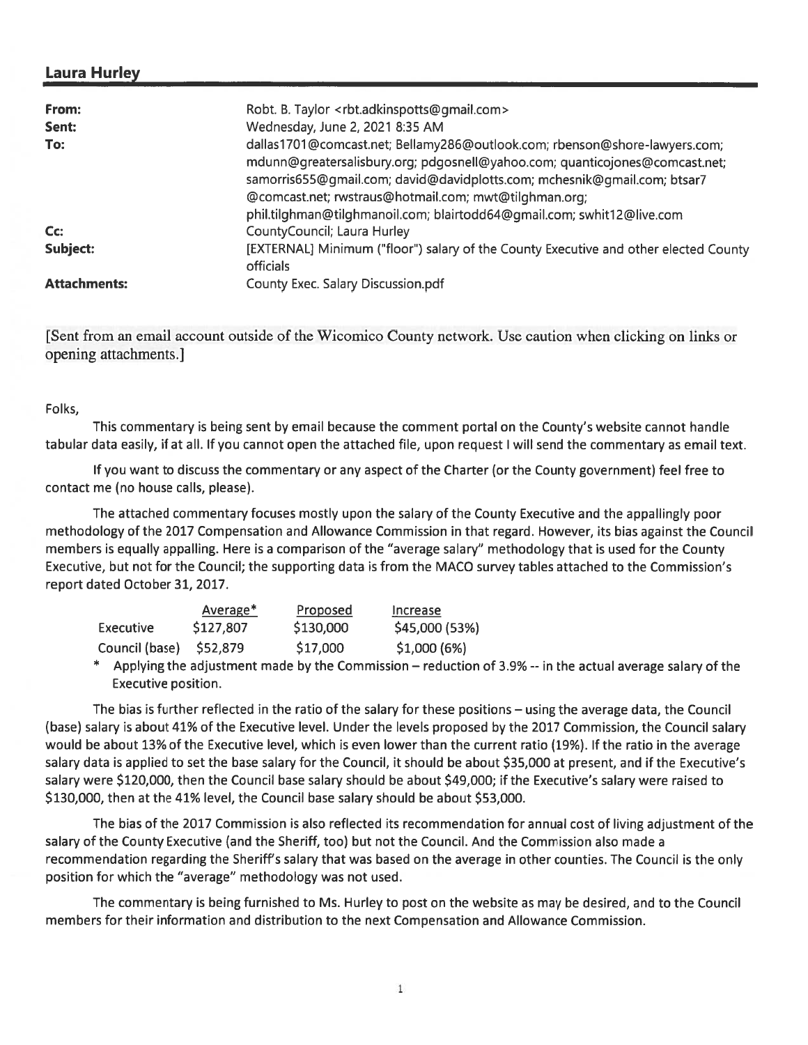## Laura Hurley

| | |
|---|---|
| **From:** | Robt. B. Taylor <rbt.adkinspotts@gmail.com> |
| **Sent:** | Wednesday, June 2, 2021 8:35 AM |
| **To:** | dallas1701@comcast.net; Bellamy286@outlook.com; rbenson@shore-lawyers.com; mdunn@greatersalisbury.org; pdgosnell@yahoo.com; quanticojones@comcast.net; samorris655@gmail.com; david@davidplotts.com; mchesnik@gmail.com; btsar7@comcast.net; rwstraus@hotmail.com; mwt@tilghman.org; phil.tilghman@tilghmanoil.com; blairtodd64@gmail.com; swhit12@live.com |
| **Cc:** | CountyCouncil; Laura Hurley |
| **Subject:** | [EXTERNAL] Minimum ("floor") salary of the County Executive and other elected County officials |
| **Attachments:** | County Exec. Salary Discussion.pdf |

[Sent from an email account outside of the Wicomico County network. Use caution when clicking on links or opening attachments.]

Folks,

This commentary is being sent by email because the comment portal on the County's website cannot handle tabular data easily, if at all. If you cannot open the attached file, upon request I will send the commentary as email text.

If you want to discuss the commentary or any aspect of the Charter (or the County government) feel free to contact me (no house calls, please).

The attached commentary focuses mostly upon the salary of the County Executive and the appallingly poor methodology of the 2017 Compensation and Allowance Commission in that regard. However, its bias against the Council members is equally appalling. Here is a comparison of the "average salary" methodology that is used for the County Executive, but not for the Council; the supporting data is from the MACO survey tables attached to the Commission's report dated October 31, 2017.

| | Average* | Proposed | Increase |
|---|---|---|---|
| Executive | $127,807 | $130,000 | $45,000 (53%) |
| Council (base) | $52,879 | $17,000 | $1,000 (6%) |

\* Applying the adjustment made by the Commission – reduction of 3.9% -- in the actual average salary of the Executive position.

The bias is further reflected in the ratio of the salary for these positions – using the average data, the Council (base) salary is about 41% of the Executive level. Under the levels proposed by the 2017 Commission, the Council salary would be about 13% of the Executive level, which is even lower than the current ratio (19%). If the ratio in the average salary data is applied to set the base salary for the Council, it should be about $35,000 at present, and if the Executive's salary were $120,000, then the Council base salary should be about $49,000; if the Executive's salary were raised to $130,000, then at the 41% level, the Council base salary should be about $53,000.

The bias of the 2017 Commission is also reflected its recommendation for annual cost of living adjustment of the salary of the County Executive (and the Sheriff, too) but not the Council. And the Commission also made a recommendation regarding the Sheriff's salary that was based on the average in other counties. The Council is the only position for which the "average" methodology was not used.

The commentary is being furnished to Ms. Hurley to post on the website as may be desired, and to the Council members for their information and distribution to the next Compensation and Allowance Commission.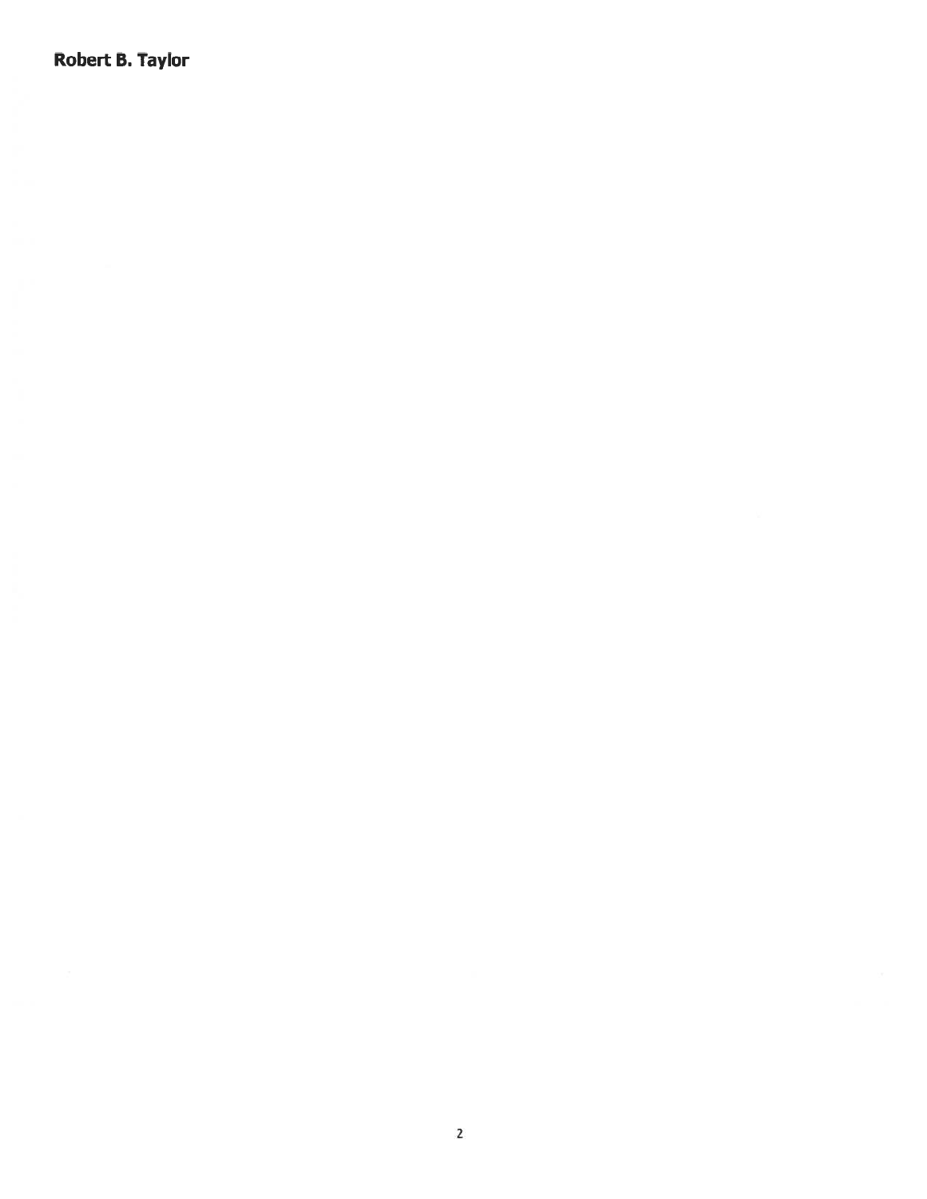**Robert B. Taylor**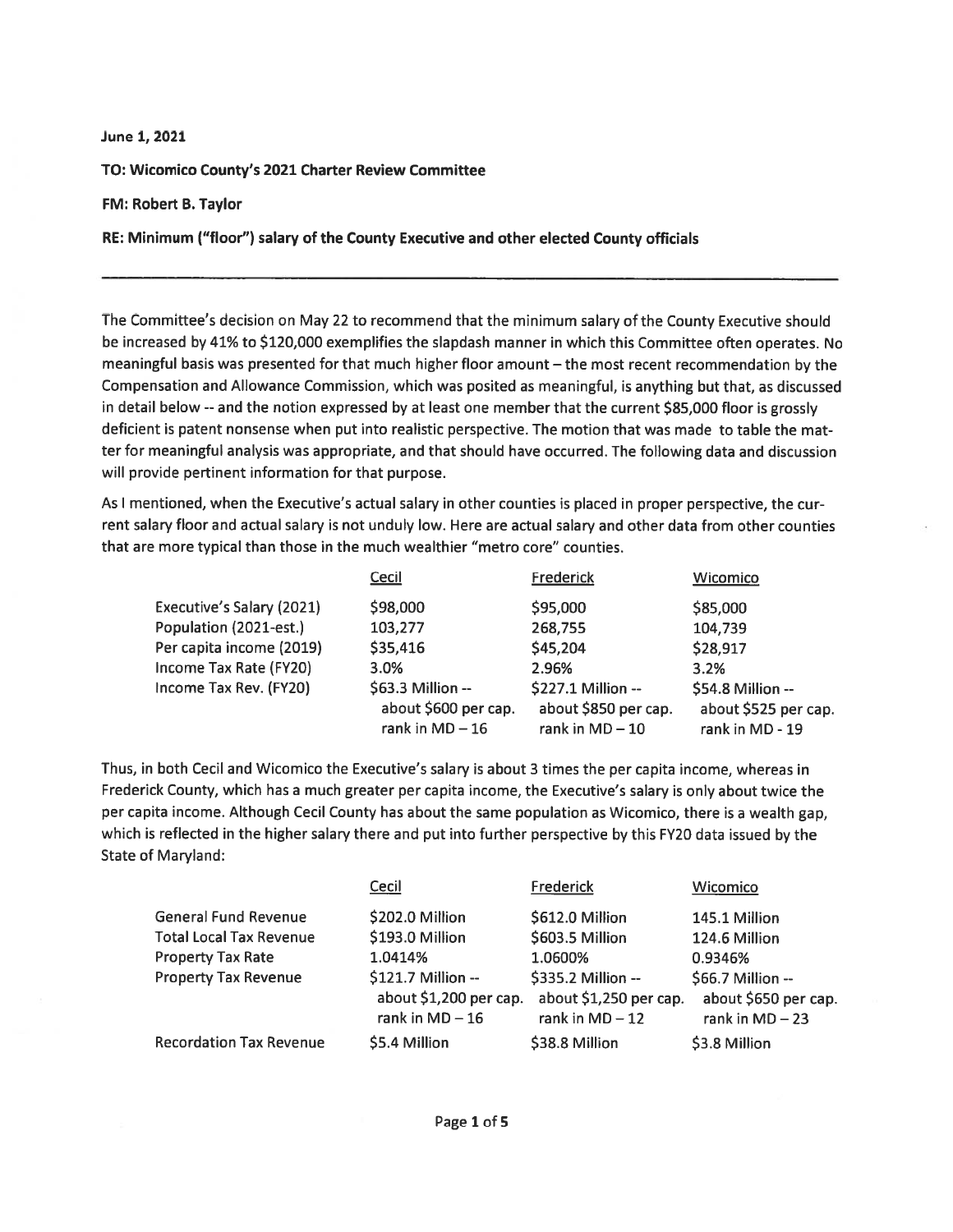**June 1, 2021**

**TO: Wicomico County's 2021 Charter Review Committee**

**FM: Robert B. Taylor**

**RE: Minimum ("floor") salary of the County Executive and other elected County officials**

---

The Committee's decision on May 22 to recommend that the minimum salary of the County Executive should be increased by 41% to $120,000 exemplifies the slapdash manner in which this Committee often operates. No meaningful basis was presented for that much higher floor amount – the most recent recommendation by the Compensation and Allowance Commission, which was posited as meaningful, is anything but that, as discussed in detail below -- and the notion expressed by at least one member that the current $85,000 floor is grossly deficient is patent nonsense when put into realistic perspective. The motion that was made to table the matter for meaningful analysis was appropriate, and that should have occurred. The following data and discussion will provide pertinent information for that purpose.

As I mentioned, when the Executive's actual salary in other counties is placed in proper perspective, the current salary floor and actual salary is not unduly low. Here are actual salary and other data from other counties that are more typical than those in the much wealthier "metro core" counties.

| | Cecil | Frederick | Wicomico |
|---|---|---|---|
| Executive's Salary (2021) | $98,000 | $95,000 | $85,000 |
| Population (2021-est.) | 103,277 | 268,755 | 104,739 |
| Per capita income (2019) | $35,416 | $45,204 | $28,917 |
| Income Tax Rate (FY20) | 3.0% | 2.96% | 3.2% |
| Income Tax Rev. (FY20) | $63.3 Million -- about $600 per cap. rank in MD – 16 | $227.1 Million -- about $850 per cap. rank in MD – 10 | $54.8 Million -- about $525 per cap. rank in MD - 19 |

Thus, in both Cecil and Wicomico the Executive's salary is about 3 times the per capita income, whereas in Frederick County, which has a much greater per capita income, the Executive's salary is only about twice the per capita income. Although Cecil County has about the same population as Wicomico, there is a wealth gap, which is reflected in the higher salary there and put into further perspective by this FY20 data issued by the State of Maryland:

| | Cecil | Frederick | Wicomico |
|---|---|---|---|
| General Fund Revenue | $202.0 Million | $612.0 Million | 145.1 Million |
| Total Local Tax Revenue | $193.0 Million | $603.5 Million | 124.6 Million |
| Property Tax Rate | 1.0414% | 1.0600% | 0.9346% |
| Property Tax Revenue | $121.7 Million -- about $1,200 per cap. rank in MD – 16 | $335.2 Million -- about $1,250 per cap. rank in MD – 12 | $66.7 Million -- about $650 per cap. rank in MD – 23 |
| Recordation Tax Revenue | $5.4 Million | $38.8 Million | $3.8 Million |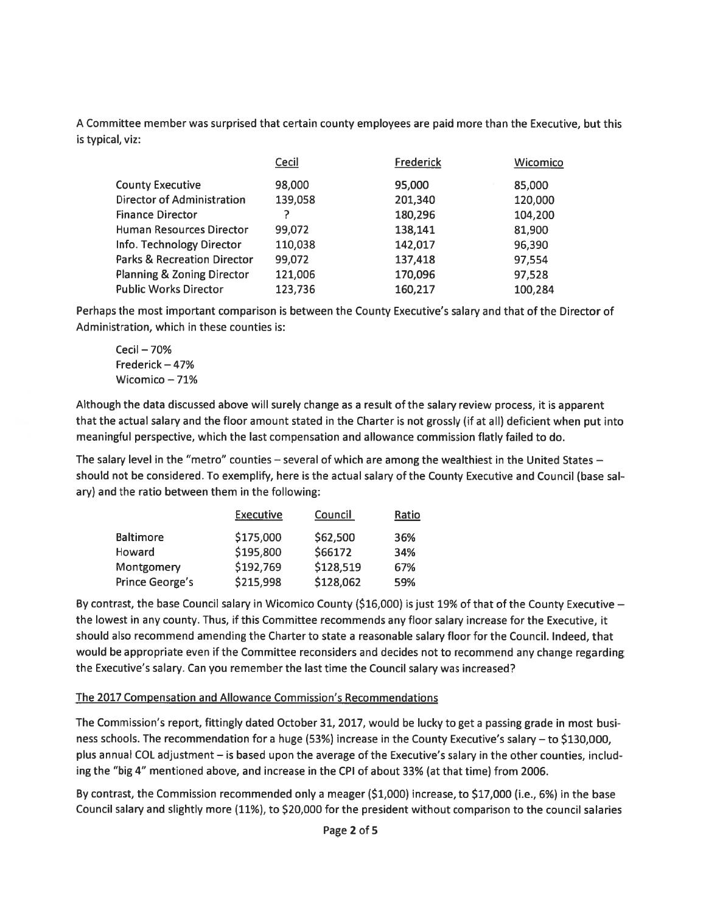A Committee member was surprised that certain county employees are paid more than the Executive, but this is typical, viz:

| | Cecil | Frederick | Wicomico |
|---|---|---|---|
| County Executive | 98,000 | 95,000 | 85,000 |
| Director of Administration | 139,058 | 201,340 | 120,000 |
| Finance Director | ? | 180,296 | 104,200 |
| Human Resources Director | 99,072 | 138,141 | 81,900 |
| Info. Technology Director | 110,038 | 142,017 | 96,390 |
| Parks & Recreation Director | 99,072 | 137,418 | 97,554 |
| Planning & Zoning Director | 121,006 | 170,096 | 97,528 |
| Public Works Director | 123,736 | 160,217 | 100,284 |

Perhaps the most important comparison is between the County Executive's salary and that of the Director of Administration, which in these counties is:

Cecil – 70%
Frederick – 47%
Wicomico – 71%

Although the data discussed above will surely change as a result of the salary review process, it is apparent that the actual salary and the floor amount stated in the Charter is not grossly (if at all) deficient when put into meaningful perspective, which the last compensation and allowance commission flatly failed to do.

The salary level in the "metro" counties – several of which are among the wealthiest in the United States – should not be considered. To exemplify, here is the actual salary of the County Executive and Council (base salary) and the ratio between them in the following:

| | Executive | Council | Ratio |
|---|---|---|---|
| Baltimore | $175,000 | $62,500 | 36% |
| Howard | $195,800 | $66172 | 34% |
| Montgomery | $192,769 | $128,519 | 67% |
| Prince George's | $215,998 | $128,062 | 59% |

By contrast, the base Council salary in Wicomico County ($16,000) is just 19% of that of the County Executive – the lowest in any county. Thus, if this Committee recommends any floor salary increase for the Executive, it should also recommend amending the Charter to state a reasonable salary floor for the Council. Indeed, that would be appropriate even if the Committee reconsiders and decides not to recommend any change regarding the Executive's salary. Can you remember the last time the Council salary was increased?

## The 2017 Compensation and Allowance Commission's Recommendations

The Commission's report, fittingly dated October 31, 2017, would be lucky to get a passing grade in most business schools. The recommendation for a huge (53%) increase in the County Executive's salary – to $130,000, plus annual COL adjustment – is based upon the average of the Executive's salary in the other counties, including the "big 4" mentioned above, and increase in the CPI of about 33% (at that time) from 2006.

By contrast, the Commission recommended only a meager ($1,000) increase, to $17,000 (i.e., 6%) in the base Council salary and slightly more (11%), to $20,000 for the president without comparison to the council salaries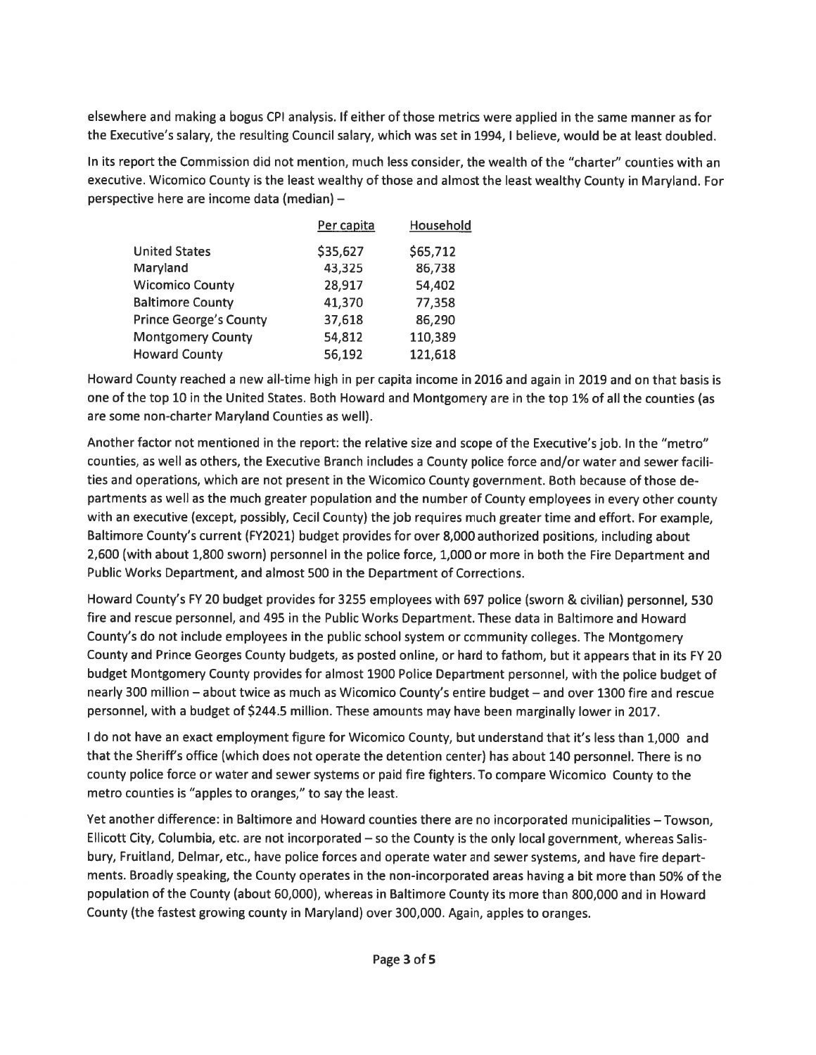elsewhere and making a bogus CPI analysis. If either of those metrics were applied in the same manner as for the Executive's salary, the resulting Council salary, which was set in 1994, I believe, would be at least doubled.

In its report the Commission did not mention, much less consider, the wealth of the "charter" counties with an executive. Wicomico County is the least wealthy of those and almost the least wealthy County in Maryland. For perspective here are income data (median) –

| | Per capita | Household |
|---|---|---|
| United States | $35,627 | $65,712 |
| Maryland | 43,325 | 86,738 |
| Wicomico County | 28,917 | 54,402 |
| Baltimore County | 41,370 | 77,358 |
| Prince George's County | 37,618 | 86,290 |
| Montgomery County | 54,812 | 110,389 |
| Howard County | 56,192 | 121,618 |

Howard County reached a new all-time high in per capita income in 2016 and again in 2019 and on that basis is one of the top 10 in the United States. Both Howard and Montgomery are in the top 1% of all the counties (as are some non-charter Maryland Counties as well).

Another factor not mentioned in the report: the relative size and scope of the Executive's job. In the "metro" counties, as well as others, the Executive Branch includes a County police force and/or water and sewer facilities and operations, which are not present in the Wicomico County government. Both because of those departments as well as the much greater population and the number of County employees in every other county with an executive (except, possibly, Cecil County) the job requires much greater time and effort. For example, Baltimore County's current (FY2021) budget provides for over 8,000 authorized positions, including about 2,600 (with about 1,800 sworn) personnel in the police force, 1,000 or more in both the Fire Department and Public Works Department, and almost 500 in the Department of Corrections.

Howard County's FY 20 budget provides for 3255 employees with 697 police (sworn & civilian) personnel, 530 fire and rescue personnel, and 495 in the Public Works Department. These data in Baltimore and Howard County's do not include employees in the public school system or community colleges. The Montgomery County and Prince Georges County budgets, as posted online, or hard to fathom, but it appears that in its FY 20 budget Montgomery County provides for almost 1900 Police Department personnel, with the police budget of nearly 300 million – about twice as much as Wicomico County's entire budget – and over 1300 fire and rescue personnel, with a budget of $244.5 million. These amounts may have been marginally lower in 2017.

I do not have an exact employment figure for Wicomico County, but understand that it's less than 1,000 and that the Sheriff's office (which does not operate the detention center) has about 140 personnel. There is no county police force or water and sewer systems or paid fire fighters. To compare Wicomico County to the metro counties is "apples to oranges," to say the least.

Yet another difference: in Baltimore and Howard counties there are no incorporated municipalities – Towson, Ellicott City, Columbia, etc. are not incorporated – so the County is the only local government, whereas Salisbury, Fruitland, Delmar, etc., have police forces and operate water and sewer systems, and have fire departments. Broadly speaking, the County operates in the non-incorporated areas having a bit more than 50% of the population of the County (about 60,000), whereas in Baltimore County its more than 800,000 and in Howard County (the fastest growing county in Maryland) over 300,000. Again, apples to oranges.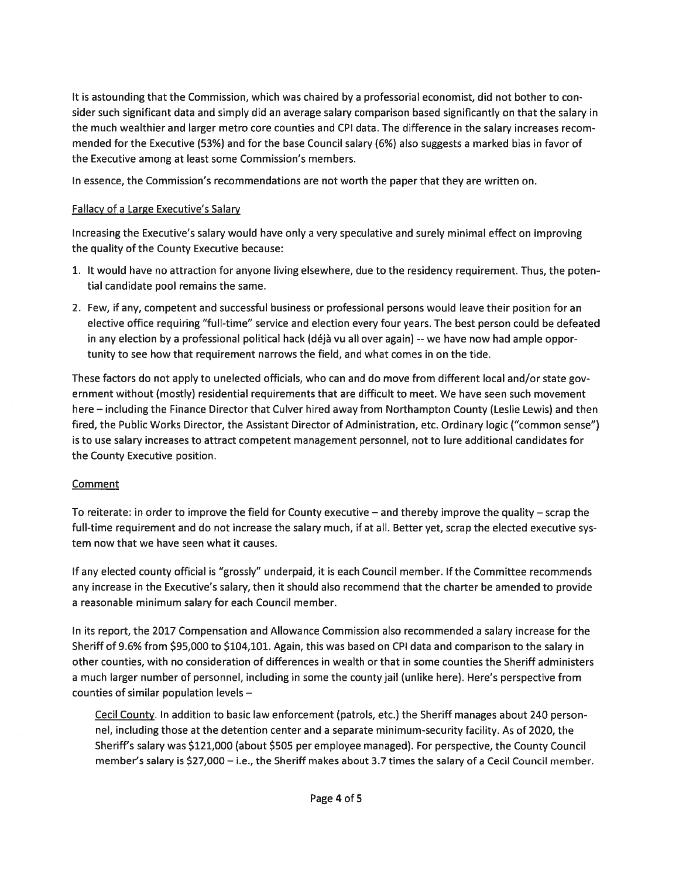It is astounding that the Commission, which was chaired by a professorial economist, did not bother to consider such significant data and simply did an average salary comparison based significantly on that the salary in the much wealthier and larger metro core counties and CPI data. The difference in the salary increases recommended for the Executive (53%) and for the base Council salary (6%) also suggests a marked bias in favor of the Executive among at least some Commission's members.

In essence, the Commission's recommendations are not worth the paper that they are written on.

## Fallacy of a Large Executive's Salary

Increasing the Executive's salary would have only a very speculative and surely minimal effect on improving the quality of the County Executive because:

1. It would have no attraction for anyone living elsewhere, due to the residency requirement. Thus, the potential candidate pool remains the same.
2. Few, if any, competent and successful business or professional persons would leave their position for an elective office requiring "full-time" service and election every four years. The best person could be defeated in any election by a professional political hack (déjà vu all over again) -- we have now had ample opportunity to see how that requirement narrows the field, and what comes in on the tide.

These factors do not apply to unelected officials, who can and do move from different local and/or state government without (mostly) residential requirements that are difficult to meet. We have seen such movement here – including the Finance Director that Culver hired away from Northampton County (Leslie Lewis) and then fired, the Public Works Director, the Assistant Director of Administration, etc. Ordinary logic ("common sense") is to use salary increases to attract competent management personnel, not to lure additional candidates for the County Executive position.

## Comment

To reiterate: in order to improve the field for County executive – and thereby improve the quality – scrap the full-time requirement and do not increase the salary much, if at all. Better yet, scrap the elected executive system now that we have seen what it causes.

If any elected county official is "grossly" underpaid, it is each Council member. If the Committee recommends any increase in the Executive's salary, then it should also recommend that the charter be amended to provide a reasonable minimum salary for each Council member.

In its report, the 2017 Compensation and Allowance Commission also recommended a salary increase for the Sheriff of 9.6% from $95,000 to $104,101. Again, this was based on CPI data and comparison to the salary in other counties, with no consideration of differences in wealth or that in some counties the Sheriff administers a much larger number of personnel, including in some the county jail (unlike here). Here's perspective from counties of similar population levels –

> Cecil County. In addition to basic law enforcement (patrols, etc.) the Sheriff manages about 240 personnel, including those at the detention center and a separate minimum-security facility. As of 2020, the Sheriff's salary was $121,000 (about $505 per employee managed). For perspective, the County Council member's salary is $27,000 – i.e., the Sheriff makes about 3.7 times the salary of a Cecil Council member.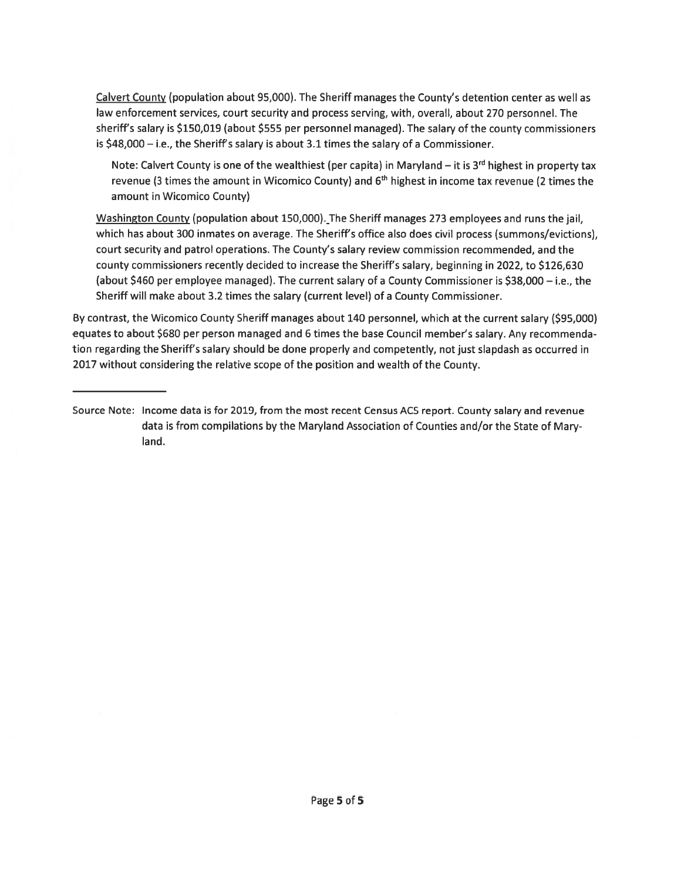Calvert County (population about 95,000). The Sheriff manages the County's detention center as well as law enforcement services, court security and process serving, with, overall, about 270 personnel. The sheriff's salary is $150,019 (about $555 per personnel managed). The salary of the county commissioners is $48,000 – i.e., the Sheriff's salary is about 3.1 times the salary of a Commissioner.

> Note: Calvert County is one of the wealthiest (per capita) in Maryland – it is 3rd highest in property tax revenue (3 times the amount in Wicomico County) and 6th highest in income tax revenue (2 times the amount in Wicomico County)

Washington County (population about 150,000). The Sheriff manages 273 employees and runs the jail, which has about 300 inmates on average. The Sheriff's office also does civil process (summons/evictions), court security and patrol operations. The County's salary review commission recommended, and the county commissioners recently decided to increase the Sheriff's salary, beginning in 2022, to $126,630 (about $460 per employee managed). The current salary of a County Commissioner is $38,000 – i.e., the Sheriff will make about 3.2 times the salary (current level) of a County Commissioner.

By contrast, the Wicomico County Sheriff manages about 140 personnel, which at the current salary ($95,000) equates to about $680 per person managed and 6 times the base Council member's salary. Any recommendation regarding the Sheriff's salary should be done properly and competently, not just slapdash as occurred in 2017 without considering the relative scope of the position and wealth of the County.

---

Source Note: Income data is for 2019, from the most recent Census ACS report. County salary and revenue data is from compilations by the Maryland Association of Counties and/or the State of Maryland.